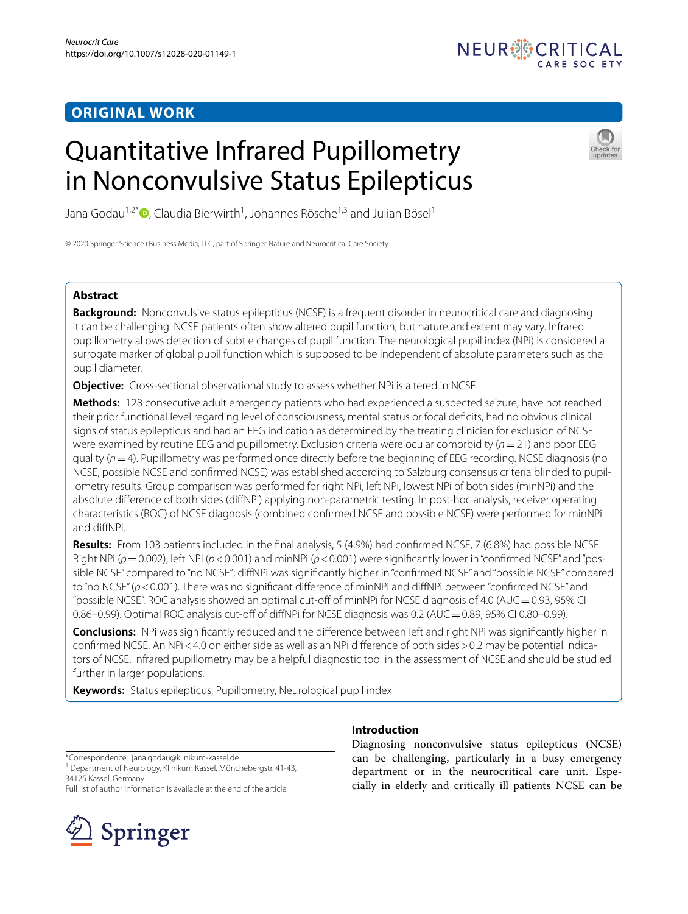ORIGINAL WORK

# Quantitative Infrared Pupillometry in Nonconvulsive Status Epilepticus

Jana Godau[1,2*], Claudia Bierwirth[1], Johannes Rösche[1,3] and Julian Bösel[1]

© 2020 Springer Science+Business Media, LLC, part of Springer Nature and Neurocritical Care Society

## Abstract

**Background:** Nonconvulsive status epilepticus (NCSE) is a frequent disorder in neurocritical care and diagnosing it can be challenging. NCSE patients often show altered pupil function, but nature and extent may vary. Infrared pupillometry allows detection of subtle changes of pupil function. The neurological pupil index (NPi) is considered a surrogate marker of global pupil function which is supposed to be independent of absolute parameters such as the pupil diameter.

**Objective:** Cross-sectional observational study to assess whether NPi is altered in NCSE.

**Methods:** 128 consecutive adult emergency patients who had experienced a suspected seizure, have not reached their prior functional level regarding level of consciousness, mental status or focal deficits, had no obvious clinical signs of status epilepticus and had an EEG indication as determined by the treating clinician for exclusion of NCSE were examined by routine EEG and pupillometry. Exclusion criteria were ocular comorbidity ($n = 21$) and poor EEG quality ($n = 4$). Pupillometry was performed once directly before the beginning of EEG recording. NCSE diagnosis (no NCSE, possible NCSE and confirmed NCSE) was established according to Salzburg consensus criteria blinded to pupillometry results. Group comparison was performed for right NPi, left NPi, lowest NPi of both sides (minNPi) and the absolute difference of both sides (diffNPi) applying non-parametric testing. In post-hoc analysis, receiver operating characteristics (ROC) of NCSE diagnosis (combined confirmed NCSE and possible NCSE) were performed for minNPi and diffNPi.

**Results:** From 103 patients included in the final analysis, 5 (4.9%) had confirmed NCSE, 7 (6.8%) had possible NCSE. Right NPi ($p = 0.002$), left NPi ($p < 0.001$) and minNPi ($p < 0.001$) were significantly lower in "confirmed NCSE" and "possible NCSE" compared to "no NCSE"; diffNPi was significantly higher in "confirmed NCSE" and "possible NCSE" compared to "no NCSE" ($p < 0.001$). There was no significant difference of minNPi and diffNPi between "confirmed NCSE" and "possible NCSE". ROC analysis showed an optimal cut-off of minNPi for NCSE diagnosis of 4.0 (AUC = 0.93, 95% CI 0.86–0.99). Optimal ROC analysis cut-off of diffNPi for NCSE diagnosis was 0.2 (AUC = 0.89, 95% CI 0.80–0.99).

**Conclusions:** NPi was significantly reduced and the difference between left and right NPi was significantly higher in confirmed NCSE. An NPi < 4.0 on either side as well as an NPi difference of both sides > 0.2 may be potential indicators of NCSE. Infrared pupillometry may be a helpful diagnostic tool in the assessment of NCSE and should be studied further in larger populations.

**Keywords:** Status epilepticus, Pupillometry, Neurological pupil index

*Correspondence: jana.godau@klinikum-kassel.de
[1] Department of Neurology, Klinikum Kassel, Mönchebergstr. 41-43, 34125 Kassel, Germany
Full list of author information is available at the end of the article

## Introduction

Diagnosing nonconvulsive status epilepticus (NCSE) can be challenging, particularly in a busy emergency department or in the neurocritical care unit. Especially in elderly and critically ill patients NCSE can be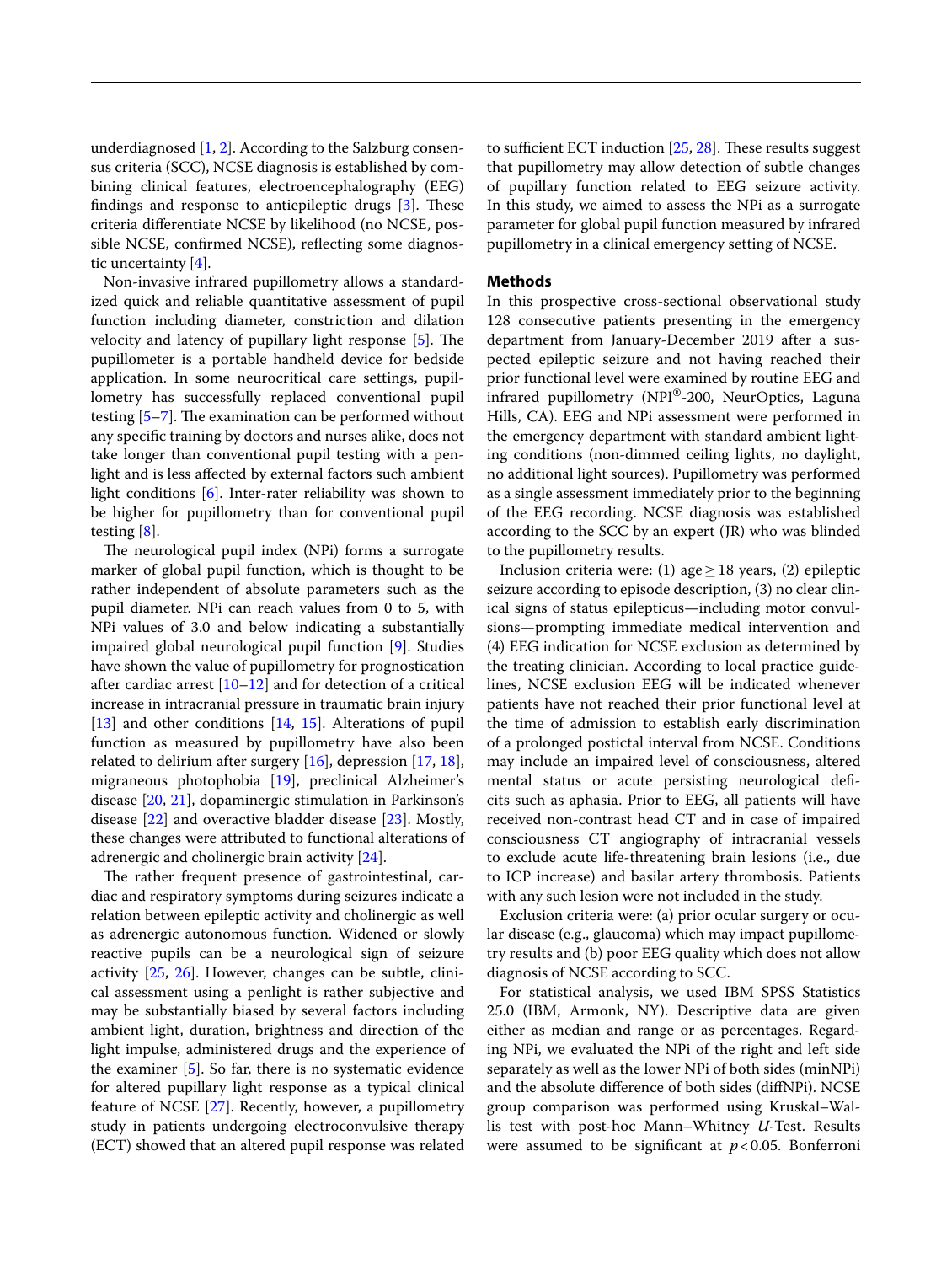underdiagnosed [1, 2]. According to the Salzburg consensus criteria (SCC), NCSE diagnosis is established by combining clinical features, electroencephalography (EEG) findings and response to antiepileptic drugs [3]. These criteria differentiate NCSE by likelihood (no NCSE, possible NCSE, confirmed NCSE), reflecting some diagnostic uncertainty [4].

Non-invasive infrared pupillometry allows a standardized quick and reliable quantitative assessment of pupil function including diameter, constriction and dilation velocity and latency of pupillary light response [5]. The pupillometer is a portable handheld device for bedside application. In some neurocritical care settings, pupillometry has successfully replaced conventional pupil testing [5–7]. The examination can be performed without any specific training by doctors and nurses alike, does not take longer than conventional pupil testing with a penlight and is less affected by external factors such ambient light conditions [6]. Inter-rater reliability was shown to be higher for pupillometry than for conventional pupil testing [8].

The neurological pupil index (NPi) forms a surrogate marker of global pupil function, which is thought to be rather independent of absolute parameters such as the pupil diameter. NPi can reach values from 0 to 5, with NPi values of 3.0 and below indicating a substantially impaired global neurological pupil function [9]. Studies have shown the value of pupillometry for prognostication after cardiac arrest [10–12] and for detection of a critical increase in intracranial pressure in traumatic brain injury [13] and other conditions [14, 15]. Alterations of pupil function as measured by pupillometry have also been related to delirium after surgery [16], depression [17, 18], migraneous photophobia [19], preclinical Alzheimer's disease [20, 21], dopaminergic stimulation in Parkinson's disease [22] and overactive bladder disease [23]. Mostly, these changes were attributed to functional alterations of adrenergic and cholinergic brain activity [24].

The rather frequent presence of gastrointestinal, cardiac and respiratory symptoms during seizures indicate a relation between epileptic activity and cholinergic as well as adrenergic autonomous function. Widened or slowly reactive pupils can be a neurological sign of seizure activity [25, 26]. However, changes can be subtle, clinical assessment using a penlight is rather subjective and may be substantially biased by several factors including ambient light, duration, brightness and direction of the light impulse, administered drugs and the experience of the examiner [5]. So far, there is no systematic evidence for altered pupillary light response as a typical clinical feature of NCSE [27]. Recently, however, a pupillometry study in patients undergoing electroconvulsive therapy (ECT) showed that an altered pupil response was related to sufficient ECT induction [25, 28]. These results suggest that pupillometry may allow detection of subtle changes of pupillary function related to EEG seizure activity. In this study, we aimed to assess the NPi as a surrogate parameter for global pupil function measured by infrared pupillometry in a clinical emergency setting of NCSE.

## Methods

In this prospective cross-sectional observational study 128 consecutive patients presenting in the emergency department from January-December 2019 after a suspected epileptic seizure and not having reached their prior functional level were examined by routine EEG and infrared pupillometry (NPI®-200, NeurOptics, Laguna Hills, CA). EEG and NPi assessment were performed in the emergency department with standard ambient lighting conditions (non-dimmed ceiling lights, no daylight, no additional light sources). Pupillometry was performed as a single assessment immediately prior to the beginning of the EEG recording. NCSE diagnosis was established according to the SCC by an expert (JR) who was blinded to the pupillometry results.

Inclusion criteria were: (1) age ≥ 18 years, (2) epileptic seizure according to episode description, (3) no clear clinical signs of status epilepticus—including motor convulsions—prompting immediate medical intervention and (4) EEG indication for NCSE exclusion as determined by the treating clinician. According to local practice guidelines, NCSE exclusion EEG will be indicated whenever patients have not reached their prior functional level at the time of admission to establish early discrimination of a prolonged postictal interval from NCSE. Conditions may include an impaired level of consciousness, altered mental status or acute persisting neurological deficits such as aphasia. Prior to EEG, all patients will have received non-contrast head CT and in case of impaired consciousness CT angiography of intracranial vessels to exclude acute life-threatening brain lesions (i.e., due to ICP increase) and basilar artery thrombosis. Patients with any such lesion were not included in the study.

Exclusion criteria were: (a) prior ocular surgery or ocular disease (e.g., glaucoma) which may impact pupillometry results and (b) poor EEG quality which does not allow diagnosis of NCSE according to SCC.

For statistical analysis, we used IBM SPSS Statistics 25.0 (IBM, Armonk, NY). Descriptive data are given either as median and range or as percentages. Regarding NPi, we evaluated the NPi of the right and left side separately as well as the lower NPi of both sides (minNPi) and the absolute difference of both sides (diffNPi). NCSE group comparison was performed using Kruskal–Wallis test with post-hoc Mann–Whitney *U*-Test. Results were assumed to be significant at $p < 0.05$. Bonferroni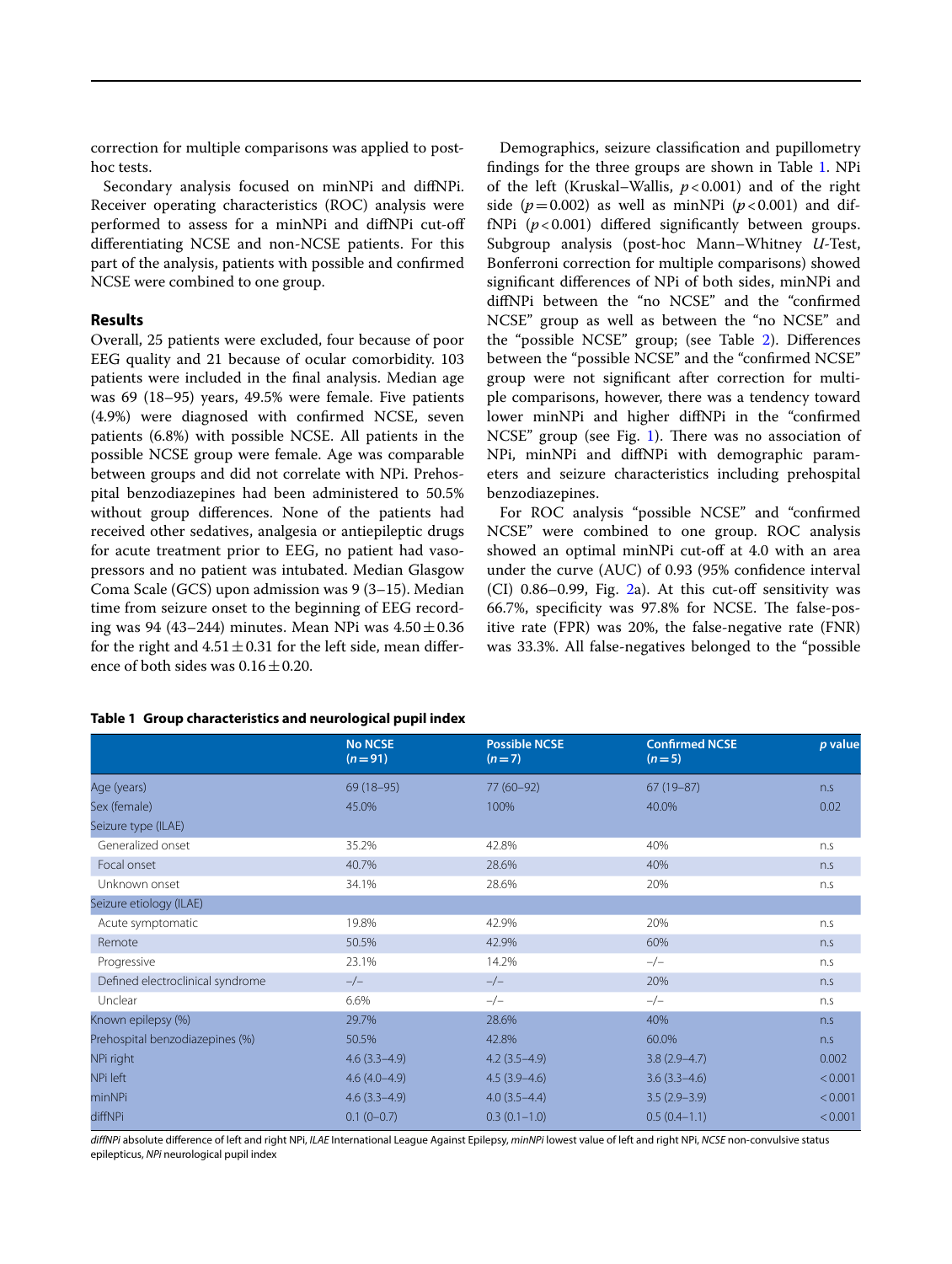correction for multiple comparisons was applied to post-hoc tests.

Secondary analysis focused on minNPi and diffNPi. Receiver operating characteristics (ROC) analysis were performed to assess for a minNPi and diffNPi cut-off differentiating NCSE and non-NCSE patients. For this part of the analysis, patients with possible and confirmed NCSE were combined to one group.

## Results

Overall, 25 patients were excluded, four because of poor EEG quality and 21 because of ocular comorbidity. 103 patients were included in the final analysis. Median age was 69 (18–95) years, 49.5% were female. Five patients (4.9%) were diagnosed with confirmed NCSE, seven patients (6.8%) with possible NCSE. All patients in the possible NCSE group were female. Age was comparable between groups and did not correlate with NPi. Prehospital benzodiazepines had been administered to 50.5% without group differences. None of the patients had received other sedatives, analgesia or antiepileptic drugs for acute treatment prior to EEG, no patient had vasopressors and no patient was intubated. Median Glasgow Coma Scale (GCS) upon admission was 9 (3–15). Median time from seizure onset to the beginning of EEG recording was 94 (43–244) minutes. Mean NPi was $4.50 \pm 0.36$ for the right and $4.51 \pm 0.31$ for the left side, mean difference of both sides was $0.16 \pm 0.20$.

Demographics, seizure classification and pupillometry findings for the three groups are shown in Table 1. NPi of the left (Kruskal–Wallis, $p < 0.001$) and of the right side ($p = 0.002$) as well as minNPi ($p < 0.001$) and diffNPi ($p < 0.001$) differed significantly between groups. Subgroup analysis (post-hoc Mann–Whitney *U*-Test, Bonferroni correction for multiple comparisons) showed significant differences of NPi of both sides, minNPi and diffNPi between the "no NCSE" and the "confirmed NCSE" group as well as between the "no NCSE" and the "possible NCSE" group; (see Table 2). Differences between the "possible NCSE" and the "confirmed NCSE" group were not significant after correction for multiple comparisons, however, there was a tendency toward lower minNPi and higher diffNPi in the "confirmed NCSE" group (see Fig. 1). There was no association of NPi, minNPi and diffNPi with demographic parameters and seizure characteristics including prehospital benzodiazepines.

For ROC analysis "possible NCSE" and "confirmed NCSE" were combined to one group. ROC analysis showed an optimal minNPi cut-off at 4.0 with an area under the curve (AUC) of 0.93 (95% confidence interval (CI) 0.86–0.99, Fig. 2a). At this cut-off sensitivity was 66.7%, specificity was 97.8% for NCSE. The false-positive rate (FPR) was 20%, the false-negative rate (FNR) was 33.3%. All false-negatives belonged to the "possible

**Table 1 Group characteristics and neurological pupil index**

| | No NCSE ($n = 91$) | Possible NCSE ($n = 7$) | Confirmed NCSE ($n = 5$) | *p* value |
|---|---|---|---|---|
| Age (years) | 69 (18–95) | 77 (60–92) | 67 (19–87) | n.s |
| Sex (female) | 45.0% | 100% | 40.0% | 0.02 |
| Seizure type (ILAE) | | | | |
| Generalized onset | 35.2% | 42.8% | 40% | n.s |
| Focal onset | 40.7% | 28.6% | 40% | n.s |
| Unknown onset | 34.1% | 28.6% | 20% | n.s |
| Seizure etiology (ILAE) | | | | |
| Acute symptomatic | 19.8% | 42.9% | 20% | n.s |
| Remote | 50.5% | 42.9% | 60% | n.s |
| Progressive | 23.1% | 14.2% | –/– | n.s |
| Defined electroclinical syndrome | –/– | –/– | 20% | n.s |
| Unclear | 6.6% | –/– | –/– | n.s |
| Known epilepsy (%) | 29.7% | 28.6% | 40% | n.s |
| Prehospital benzodiazepines (%) | 50.5% | 42.8% | 60.0% | n.s |
| NPi right | 4.6 (3.3–4.9) | 4.2 (3.5–4.9) | 3.8 (2.9–4.7) | 0.002 |
| NPi left | 4.6 (4.0–4.9) | 4.5 (3.9–4.6) | 3.6 (3.3–4.6) | < 0.001 |
| minNPi | 4.6 (3.3–4.9) | 4.0 (3.5–4.4) | 3.5 (2.9–3.9) | < 0.001 |
| diffNPi | 0.1 (0–0.7) | 0.3 (0.1–1.0) | 0.5 (0.4–1.1) | < 0.001 |

*diffNPi* absolute difference of left and right NPi, *ILAE* International League Against Epilepsy, *minNPi* lowest value of left and right NPi, *NCSE* non-convulsive status epilepticus, *NPi* neurological pupil index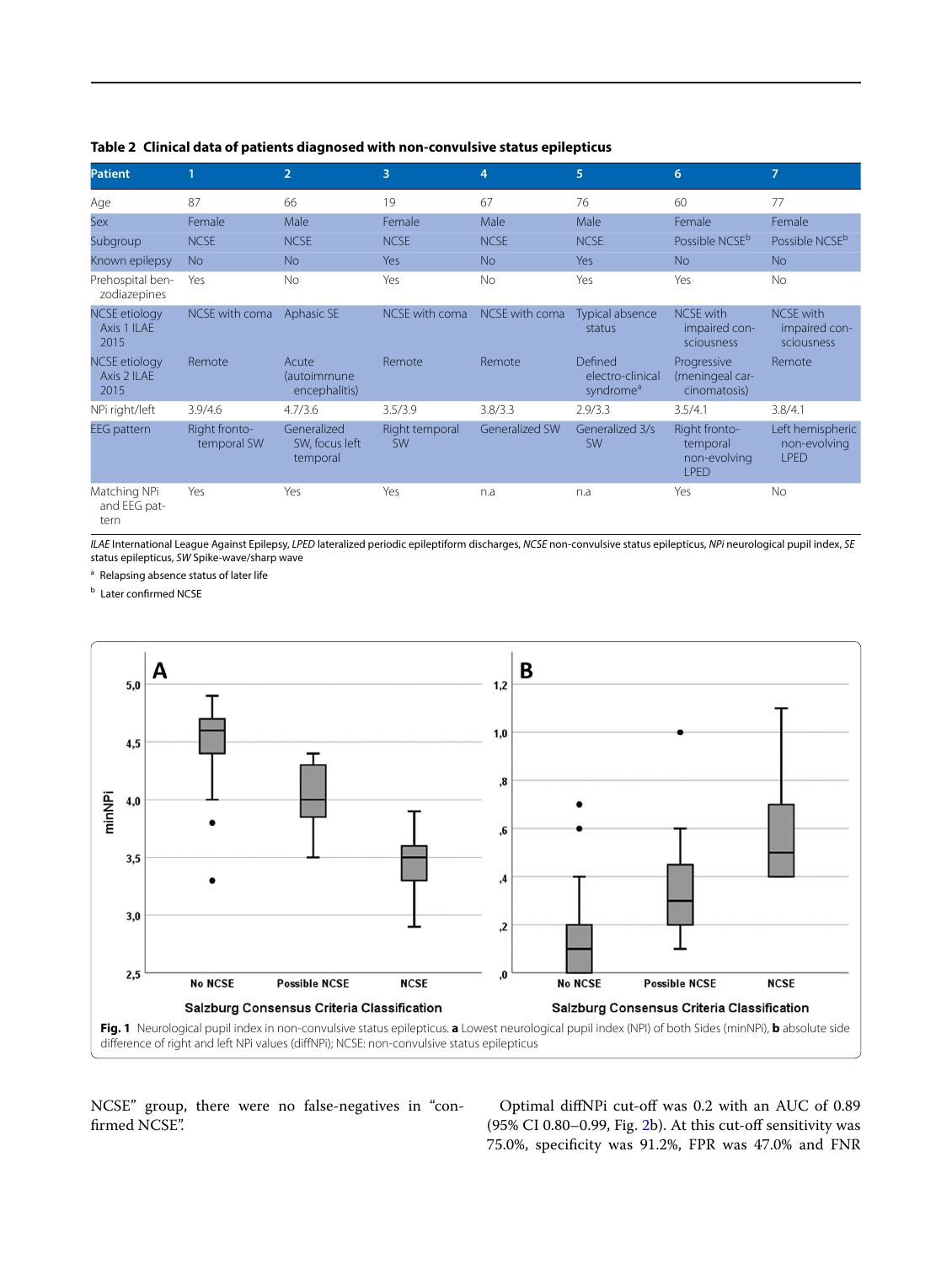**Table 2 Clinical data of patients diagnosed with non-convulsive status epilepticus**

| Patient | 1 | 2 | 3 | 4 | 5 | 6 | 7 |
|---|---|---|---|---|---|---|---|
| Age | 87 | 66 | 19 | 67 | 76 | 60 | 77 |
| Sex | Female | Male | Female | Male | Male | Female | Female |
| Subgroup | NCSE | NCSE | NCSE | NCSE | NCSE | Possible NCSE[b] | Possible NCSE[b] |
| Known epilepsy | No | No | Yes | No | Yes | No | No |
| Prehospital benzodiazepines | Yes | No | Yes | No | Yes | Yes | No |
| NCSE etiology Axis 1 ILAE 2015 | NCSE with coma | Aphasic SE | NCSE with coma | NCSE with coma | Typical absence status | NCSE with impaired consciousness | NCSE with impaired consciousness |
| NCSE etiology Axis 2 ILAE 2015 | Remote | Acute (autoimmune encephalitis) | Remote | Remote | Defined electro-clinical syndrome[a] | Progressive (meningeal carcinomatosis) | Remote |
| NPi right/left | 3.9/4.6 | 4.7/3.6 | 3.5/3.9 | 3.8/3.3 | 2.9/3.3 | 3.5/4.1 | 3.8/4.1 |
| EEG pattern | Right fronto-temporal SW | Generalized SW, focus left temporal | Right temporal SW | Generalized SW | Generalized 3/s SW | Right fronto-temporal non-evolving LPED | Left hemispheric non-evolving LPED |
| Matching NPi and EEG pattern | Yes | Yes | Yes | n.a | n.a | Yes | No |

*ILAE* International League Against Epilepsy, *LPED* lateralized periodic epileptiform discharges, *NCSE* non-convulsive status epilepticus, *NPi* neurological pupil index, *SE* status epilepticus, *SW* Spike-wave/sharp wave

[a] Relapsing absence status of later life

[b] Later confirmed NCSE

**Fig. 1** Neurological pupil index in non-convulsive status epilepticus. **a** Lowest neurological pupil index (NPI) of both Sides (minNPi), **b** absolute side difference of right and left NPi values (diffNPi); NCSE: non-convulsive status epilepticus

NCSE" group, there were no false-negatives in "confirmed NCSE".

Optimal diffNPi cut-off was 0.2 with an AUC of 0.89 (95% CI 0.80–0.99, Fig. 2b). At this cut-off sensitivity was 75.0%, specificity was 91.2%, FPR was 47.0% and FNR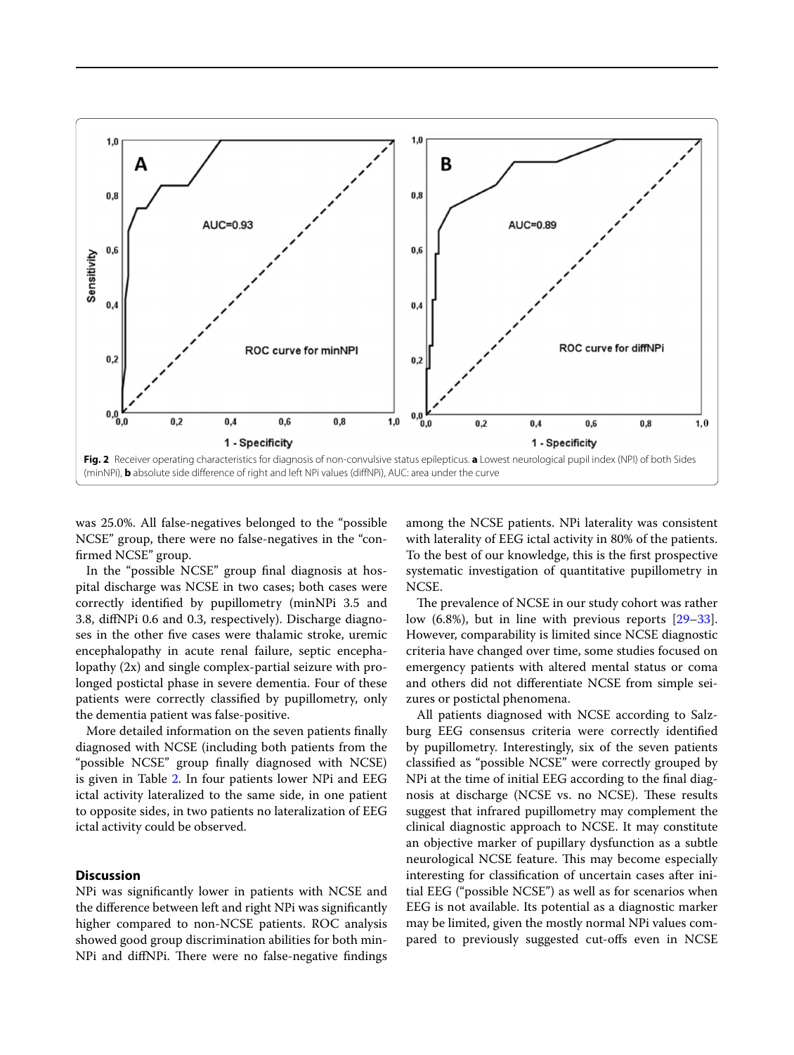A

AUC=0.93

ROC curve for minNPI

Sensitivity

1 - Specificity

1,0
0,8
0,6
0,4
0,2
0,0

0,0
0,2
0,4
0,6
0,8
1,0

B

AUC=0.89

ROC curve for diffNPi

1 - Specificity

1,0
0,8
0,6
0,4
0,2
0,0

0,0
0,2
0,4
0,6
0,8
1,0

**Fig. 2** Receiver operating characteristics for diagnosis of non-convulsive status epilepticus. **a** Lowest neurological pupil index (NPI) of both Sides (minNPi), **b** absolute side difference of right and left NPi values (diffNPi), AUC: area under the curve

was 25.0%. All false-negatives belonged to the "possible NCSE" group, there were no false-negatives in the "confirmed NCSE" group.

In the "possible NCSE" group final diagnosis at hospital discharge was NCSE in two cases; both cases were correctly identified by pupillometry (minNPi 3.5 and 3.8, diffNPi 0.6 and 0.3, respectively). Discharge diagnoses in the other five cases were thalamic stroke, uremic encephalopathy in acute renal failure, septic encephalopathy (2x) and single complex-partial seizure with prolonged postictal phase in severe dementia. Four of these patients were correctly classified by pupillometry, only the dementia patient was false-positive.

More detailed information on the seven patients finally diagnosed with NCSE (including both patients from the "possible NCSE" group finally diagnosed with NCSE) is given in Table 2. In four patients lower NPi and EEG ictal activity lateralized to the same side, in one patient to opposite sides, in two patients no lateralization of EEG ictal activity could be observed.

## Discussion

NPi was significantly lower in patients with NCSE and the difference between left and right NPi was significantly higher compared to non-NCSE patients. ROC analysis showed good group discrimination abilities for both minNPi and diffNPi. There were no false-negative findings among the NCSE patients. NPi laterality was consistent with laterality of EEG ictal activity in 80% of the patients. To the best of our knowledge, this is the first prospective systematic investigation of quantitative pupillometry in NCSE.

The prevalence of NCSE in our study cohort was rather low (6.8%), but in line with previous reports [29–33]. However, comparability is limited since NCSE diagnostic criteria have changed over time, some studies focused on emergency patients with altered mental status or coma and others did not differentiate NCSE from simple seizures or postictal phenomena.

All patients diagnosed with NCSE according to Salzburg EEG consensus criteria were correctly identified by pupillometry. Interestingly, six of the seven patients classified as "possible NCSE" were correctly grouped by NPi at the time of initial EEG according to the final diagnosis at discharge (NCSE vs. no NCSE). These results suggest that infrared pupillometry may complement the clinical diagnostic approach to NCSE. It may constitute an objective marker of pupillary dysfunction as a subtle neurological NCSE feature. This may become especially interesting for classification of uncertain cases after initial EEG ("possible NCSE") as well as for scenarios when EEG is not available. Its potential as a diagnostic marker may be limited, given the mostly normal NPi values compared to previously suggested cut-offs even in NCSE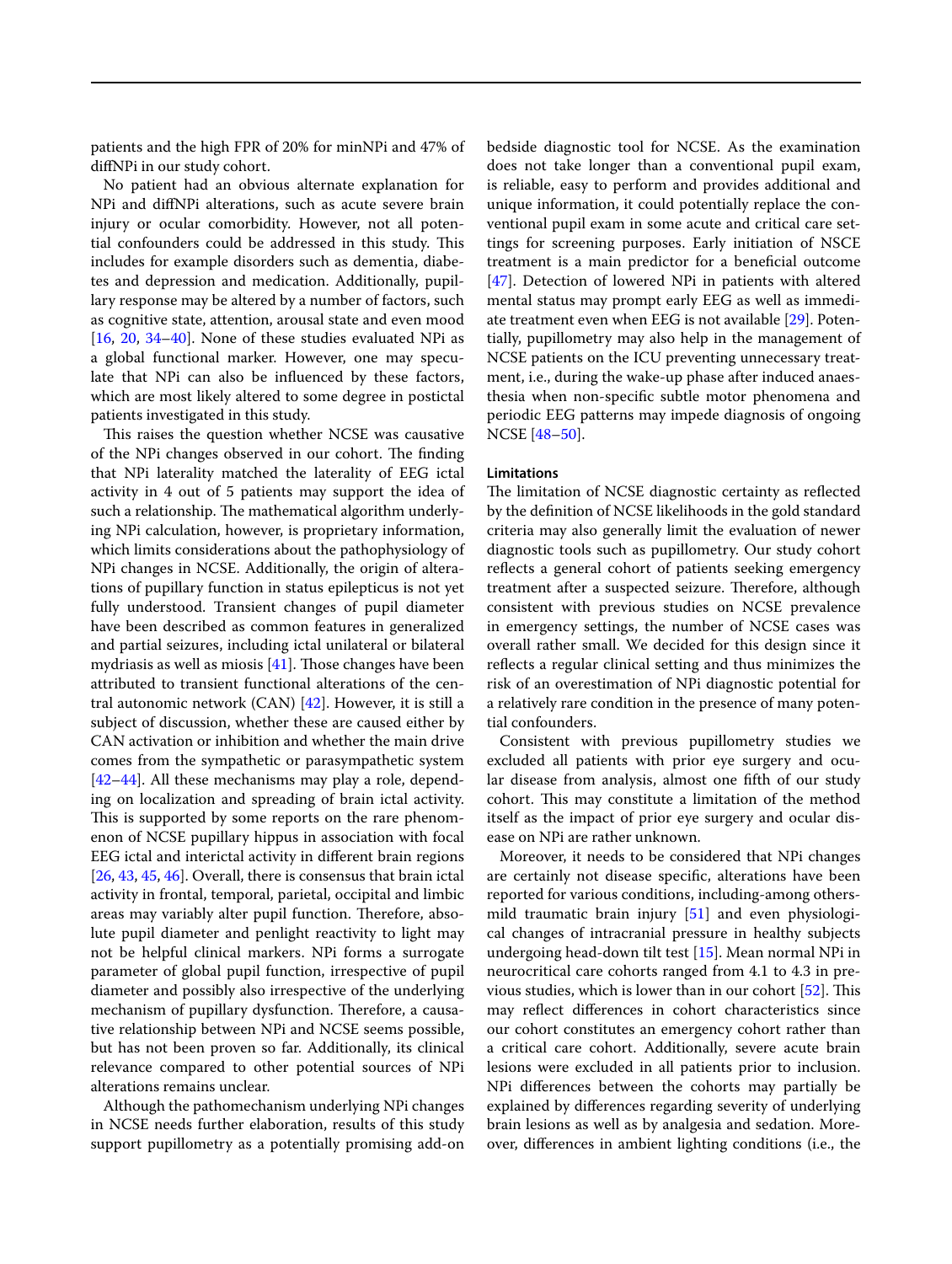patients and the high FPR of 20% for minNPi and 47% of diffNPi in our study cohort.

No patient had an obvious alternate explanation for NPi and diffNPi alterations, such as acute severe brain injury or ocular comorbidity. However, not all potential confounders could be addressed in this study. This includes for example disorders such as dementia, diabetes and depression and medication. Additionally, pupillary response may be altered by a number of factors, such as cognitive state, attention, arousal state and even mood [16, 20, 34–40]. None of these studies evaluated NPi as a global functional marker. However, one may speculate that NPi can also be influenced by these factors, which are most likely altered to some degree in postictal patients investigated in this study.

This raises the question whether NCSE was causative of the NPi changes observed in our cohort. The finding that NPi laterality matched the laterality of EEG ictal activity in 4 out of 5 patients may support the idea of such a relationship. The mathematical algorithm underlying NPi calculation, however, is proprietary information, which limits considerations about the pathophysiology of NPi changes in NCSE. Additionally, the origin of alterations of pupillary function in status epilepticus is not yet fully understood. Transient changes of pupil diameter have been described as common features in generalized and partial seizures, including ictal unilateral or bilateral mydriasis as well as miosis [41]. Those changes have been attributed to transient functional alterations of the central autonomic network (CAN) [42]. However, it is still a subject of discussion, whether these are caused either by CAN activation or inhibition and whether the main drive comes from the sympathetic or parasympathetic system [42–44]. All these mechanisms may play a role, depending on localization and spreading of brain ictal activity. This is supported by some reports on the rare phenomenon of NCSE pupillary hippus in association with focal EEG ictal and interictal activity in different brain regions [26, 43, 45, 46]. Overall, there is consensus that brain ictal activity in frontal, temporal, parietal, occipital and limbic areas may variably alter pupil function. Therefore, absolute pupil diameter and penlight reactivity to light may not be helpful clinical markers. NPi forms a surrogate parameter of global pupil function, irrespective of pupil diameter and possibly also irrespective of the underlying mechanism of pupillary dysfunction. Therefore, a causative relationship between NPi and NCSE seems possible, but has not been proven so far. Additionally, its clinical relevance compared to other potential sources of NPi alterations remains unclear.

Although the pathomechanism underlying NPi changes in NCSE needs further elaboration, results of this study support pupillometry as a potentially promising add-on bedside diagnostic tool for NCSE. As the examination does not take longer than a conventional pupil exam, is reliable, easy to perform and provides additional and unique information, it could potentially replace the conventional pupil exam in some acute and critical care settings for screening purposes. Early initiation of NSCE treatment is a main predictor for a beneficial outcome [47]. Detection of lowered NPi in patients with altered mental status may prompt early EEG as well as immediate treatment even when EEG is not available [29]. Potentially, pupillometry may also help in the management of NCSE patients on the ICU preventing unnecessary treatment, i.e., during the wake-up phase after induced anaesthesia when non-specific subtle motor phenomena and periodic EEG patterns may impede diagnosis of ongoing NCSE [48–50].

#### Limitations

The limitation of NCSE diagnostic certainty as reflected by the definition of NCSE likelihoods in the gold standard criteria may also generally limit the evaluation of newer diagnostic tools such as pupillometry. Our study cohort reflects a general cohort of patients seeking emergency treatment after a suspected seizure. Therefore, although consistent with previous studies on NCSE prevalence in emergency settings, the number of NCSE cases was overall rather small. We decided for this design since it reflects a regular clinical setting and thus minimizes the risk of an overestimation of NPi diagnostic potential for a relatively rare condition in the presence of many potential confounders.

Consistent with previous pupillometry studies we excluded all patients with prior eye surgery and ocular disease from analysis, almost one fifth of our study cohort. This may constitute a limitation of the method itself as the impact of prior eye surgery and ocular disease on NPi are rather unknown.

Moreover, it needs to be considered that NPi changes are certainly not disease specific, alterations have been reported for various conditions, including-among others-mild traumatic brain injury [51] and even physiological changes of intracranial pressure in healthy subjects undergoing head-down tilt test [15]. Mean normal NPi in neurocritical care cohorts ranged from 4.1 to 4.3 in previous studies, which is lower than in our cohort [52]. This may reflect differences in cohort characteristics since our cohort constitutes an emergency cohort rather than a critical care cohort. Additionally, severe acute brain lesions were excluded in all patients prior to inclusion. NPi differences between the cohorts may partially be explained by differences regarding severity of underlying brain lesions as well as by analgesia and sedation. Moreover, differences in ambient lighting conditions (i.e., the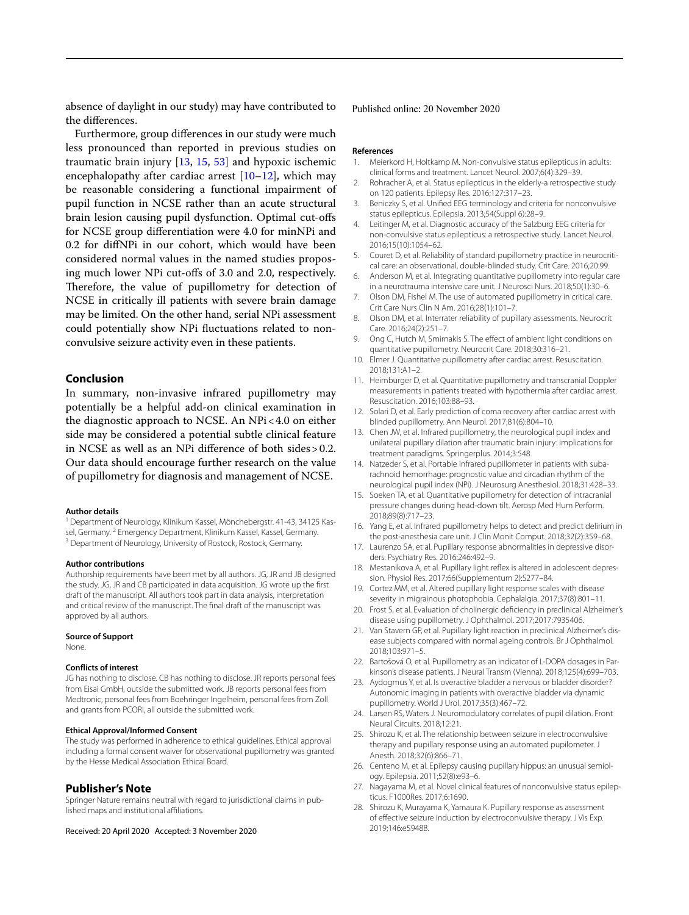absence of daylight in our study) may have contributed to the differences.

Furthermore, group differences in our study were much less pronounced than reported in previous studies on traumatic brain injury [13, 15, 53] and hypoxic ischemic encephalopathy after cardiac arrest [10–12], which may be reasonable considering a functional impairment of pupil function in NCSE rather than an acute structural brain lesion causing pupil dysfunction. Optimal cut-offs for NCSE group differentiation were 4.0 for minNPi and 0.2 for diffNPi in our cohort, which would have been considered normal values in the named studies proposing much lower NPi cut-offs of 3.0 and 2.0, respectively. Therefore, the value of pupillometry for detection of NCSE in critically ill patients with severe brain damage may be limited. On the other hand, serial NPi assessment could potentially show NPi fluctuations related to non-convulsive seizure activity even in these patients.

## Conclusion

In summary, non-invasive infrared pupillometry may potentially be a helpful add-on clinical examination in the diagnostic approach to NCSE. An NPi < 4.0 on either side may be considered a potential subtle clinical feature in NCSE as well as an NPi difference of both sides > 0.2. Our data should encourage further research on the value of pupillometry for diagnosis and management of NCSE.

#### Author details

[1] Department of Neurology, Klinikum Kassel, Mönchebergstr. 41-43, 34125 Kassel, Germany. [2] Emergency Department, Klinikum Kassel, Kassel, Germany. [3] Department of Neurology, University of Rostock, Rostock, Germany.

#### Author contributions

Authorship requirements have been met by all authors. JG, JR and JB designed the study. JG, JR and CB participated in data acquisition. JG wrote up the first draft of the manuscript. All authors took part in data analysis, interpretation and critical review of the manuscript. The final draft of the manuscript was approved by all authors.

#### Source of Support

None.

#### Conflicts of interest

JG has nothing to disclose. CB has nothing to disclose. JR reports personal fees from Eisai GmbH, outside the submitted work. JB reports personal fees from Medtronic, personal fees from Boehringer Ingelheim, personal fees from Zoll and grants from PCORI, all outside the submitted work.

#### Ethical Approval/Informed Consent

The study was performed in adherence to ethical guidelines. Ethical approval including a formal consent waiver for observational pupillometry was granted by the Hesse Medical Association Ethical Board.

## Publisher's Note

Springer Nature remains neutral with regard to jurisdictional claims in published maps and institutional affiliations.

Received: 20 April 2020 Accepted: 3 November 2020

Published online: 20 November 2020

#### References

1. Meierkord H, Holtkamp M. Non-convulsive status epilepticus in adults: clinical forms and treatment. Lancet Neurol. 2007;6(4):329–39.
2. Rohracher A, et al. Status epilepticus in the elderly-a retrospective study on 120 patients. Epilepsy Res. 2016;127:317–23.
3. Beniczky S, et al. Unified EEG terminology and criteria for nonconvulsive status epilepticus. Epilepsia. 2013;54(Suppl 6):28–9.
4. Leitinger M, et al. Diagnostic accuracy of the Salzburg EEG criteria for non-convulsive status epilepticus: a retrospective study. Lancet Neurol. 2016;15(10):1054–62.
5. Couret D, et al. Reliability of standard pupillometry practice in neurocritical care: an observational, double-blinded study. Crit Care. 2016;20:99.
6. Anderson M, et al. Integrating quantitative pupillometry into regular care in a neurotrauma intensive care unit. J Neurosci Nurs. 2018;50(1):30–6.
7. Olson DM, Fishel M. The use of automated pupillometry in critical care. Crit Care Nurs Clin N Am. 2016;28(1):101–7.
8. Olson DM, et al. Interrater reliability of pupillary assessments. Neurocrit Care. 2016;24(2):251–7.
9. Ong C, Hutch M, Smirnakis S. The effect of ambient light conditions on quantitative pupillometry. Neurocrit Care. 2018;30:316–21.
10. Elmer J. Quantitative pupillometry after cardiac arrest. Resuscitation. 2018;131:A1–2.
11. Heimburger D, et al. Quantitative pupillometry and transcranial Doppler measurements in patients treated with hypothermia after cardiac arrest. Resuscitation. 2016;103:88–93.
12. Solari D, et al. Early prediction of coma recovery after cardiac arrest with blinded pupillometry. Ann Neurol. 2017;81(6):804–10.
13. Chen JW, et al. Infrared pupillometry, the neurological pupil index and unilateral pupillary dilation after traumatic brain injury: implications for treatment paradigms. Springerplus. 2014;3:548.
14. Natzeder S, et al. Portable infrared pupillometer in patients with subarachnoid hemorrhage: prognostic value and circadian rhythm of the neurological pupil index (NPi). J Neurosurg Anesthesiol. 2018;31:428–33.
15. Soeken TA, et al. Quantitative pupillometry for detection of intracranial pressure changes during head-down tilt. Aerosp Med Hum Perform. 2018;89(8):717–23.
16. Yang E, et al. Infrared pupillometry helps to detect and predict delirium in the post-anesthesia care unit. J Clin Monit Comput. 2018;32(2):359–68.
17. Laurenzo SA, et al. Pupillary response abnormalities in depressive disorders. Psychiatry Res. 2016;246:492–9.
18. Mestanikova A, et al. Pupillary light reflex is altered in adolescent depression. Physiol Res. 2017;66(Supplementum 2):S277–84.
19. Cortez MM, et al. Altered pupillary light response scales with disease severity in migrainous photophobia. Cephalalgia. 2017;37(8):801–11.
20. Frost S, et al. Evaluation of cholinergic deficiency in preclinical Alzheimer's disease using pupillometry. J Ophthalmol. 2017;2017:7935406.
21. Van Stavern GP, et al. Pupillary light reaction in preclinical Alzheimer's disease subjects compared with normal ageing controls. Br J Ophthalmol. 2018;103:971–5.
22. Bartošová O, et al. Pupillometry as an indicator of L-DOPA dosages in Parkinson's disease patients. J Neural Transm (Vienna). 2018;125(4):699–703.
23. Aydogmus Y, et al. Is overactive bladder a nervous or bladder disorder? Autonomic imaging in patients with overactive bladder via dynamic pupillometry. World J Urol. 2017;35(3):467–72.
24. Larsen RS, Waters J. Neuromodulatory correlates of pupil dilation. Front Neural Circuits. 2018;12:21.
25. Shirozu K, et al. The relationship between seizure in electroconvulsive therapy and pupillary response using an automated pupilometer. J Anesth. 2018;32(6):866–71.
26. Centeno M, et al. Epilepsy causing pupillary hippus: an unusual semiology. Epilepsia. 2011;52(8):e93–6.
27. Nagayama M, et al. Novel clinical features of nonconvulsive status epilepticus. F1000Res. 2017;6:1690.
28. Shirozu K, Murayama K, Yamaura K. Pupillary response as assessment of effective seizure induction by electroconvulsive therapy. J Vis Exp. 2019;146:e59488.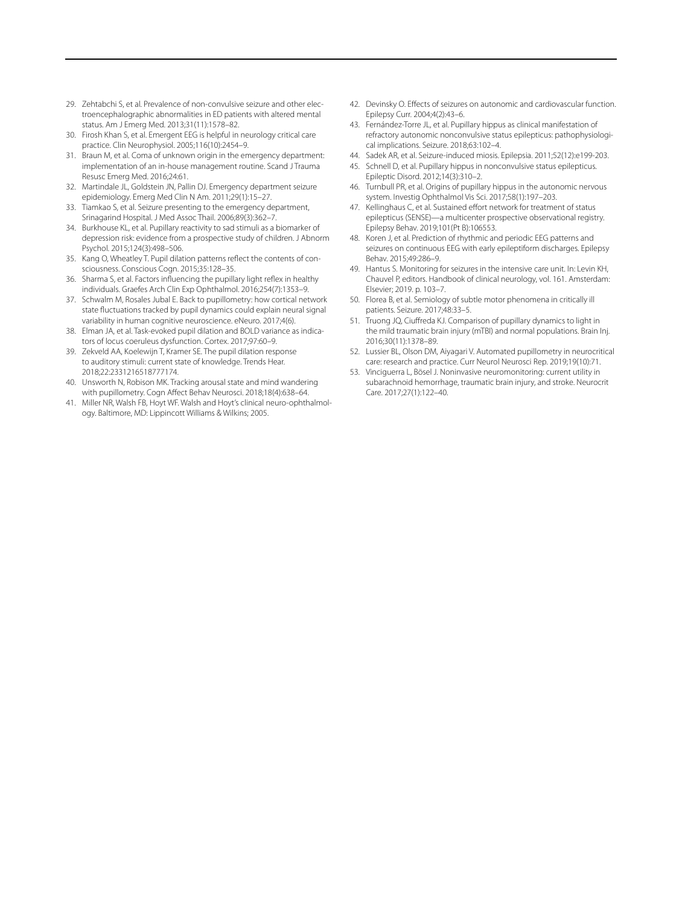29. Zehtabchi S, et al. Prevalence of non-convulsive seizure and other electroencephalographic abnormalities in ED patients with altered mental status. Am J Emerg Med. 2013;31(11):1578–82.
30. Firosh Khan S, et al. Emergent EEG is helpful in neurology critical care practice. Clin Neurophysiol. 2005;116(10):2454–9.
31. Braun M, et al. Coma of unknown origin in the emergency department: implementation of an in-house management routine. Scand J Trauma Resusc Emerg Med. 2016;24:61.
32. Martindale JL, Goldstein JN, Pallin DJ. Emergency department seizure epidemiology. Emerg Med Clin N Am. 2011;29(1):15–27.
33. Tiamkao S, et al. Seizure presenting to the emergency department, Srinagarind Hospital. J Med Assoc Thail. 2006;89(3):362–7.
34. Burkhouse KL, et al. Pupillary reactivity to sad stimuli as a biomarker of depression risk: evidence from a prospective study of children. J Abnorm Psychol. 2015;124(3):498–506.
35. Kang O, Wheatley T. Pupil dilation patterns reflect the contents of consciousness. Conscious Cogn. 2015;35:128–35.
36. Sharma S, et al. Factors influencing the pupillary light reflex in healthy individuals. Graefes Arch Clin Exp Ophthalmol. 2016;254(7):1353–9.
37. Schwalm M, Rosales Jubal E. Back to pupillometry: how cortical network state fluctuations tracked by pupil dynamics could explain neural signal variability in human cognitive neuroscience. eNeuro. 2017;4(6).
38. Elman JA, et al. Task-evoked pupil dilation and BOLD variance as indicators of locus coeruleus dysfunction. Cortex. 2017;97:60–9.
39. Zekveld AA, Koelewijn T, Kramer SE. The pupil dilation response to auditory stimuli: current state of knowledge. Trends Hear. 2018;22:2331216518777174.
40. Unsworth N, Robison MK. Tracking arousal state and mind wandering with pupillometry. Cogn Affect Behav Neurosci. 2018;18(4):638–64.
41. Miller NR, Walsh FB, Hoyt WF. Walsh and Hoyt's clinical neuro-ophthalmology. Baltimore, MD: Lippincott Williams & Wilkins; 2005.
42. Devinsky O. Effects of seizures on autonomic and cardiovascular function. Epilepsy Curr. 2004;4(2):43–6.
43. Fernández-Torre JL, et al. Pupillary hippus as clinical manifestation of refractory autonomic nonconvulsive status epilepticus: pathophysiological implications. Seizure. 2018;63:102–4.
44. Sadek AR, et al. Seizure-induced miosis. Epilepsia. 2011;52(12):e199-203.
45. Schnell D, et al. Pupillary hippus in nonconvulsive status epilepticus. Epileptic Disord. 2012;14(3):310–2.
46. Turnbull PR, et al. Origins of pupillary hippus in the autonomic nervous system. Investig Ophthalmol Vis Sci. 2017;58(1):197–203.
47. Kellinghaus C, et al. Sustained effort network for treatment of status epilepticus (SENSE)—a multicenter prospective observational registry. Epilepsy Behav. 2019;101(Pt B):106553.
48. Koren J, et al. Prediction of rhythmic and periodic EEG patterns and seizures on continuous EEG with early epileptiform discharges. Epilepsy Behav. 2015;49:286–9.
49. Hantus S. Monitoring for seizures in the intensive care unit. In: Levin KH, Chauvel P, editors. Handbook of clinical neurology, vol. 161. Amsterdam: Elsevier; 2019. p. 103–7.
50. Florea B, et al. Semiology of subtle motor phenomena in critically ill patients. Seizure. 2017;48:33–5.
51. Truong JQ, Ciuffreda KJ. Comparison of pupillary dynamics to light in the mild traumatic brain injury (mTBI) and normal populations. Brain Inj. 2016;30(11):1378–89.
52. Lussier BL, Olson DM, Aiyagari V. Automated pupillometry in neurocritical care: research and practice. Curr Neurol Neurosci Rep. 2019;19(10):71.
53. Vinciguerra L, Bösel J. Noninvasive neuromonitoring: current utility in subarachnoid hemorrhage, traumatic brain injury, and stroke. Neurocrit Care. 2017;27(1):122–40.